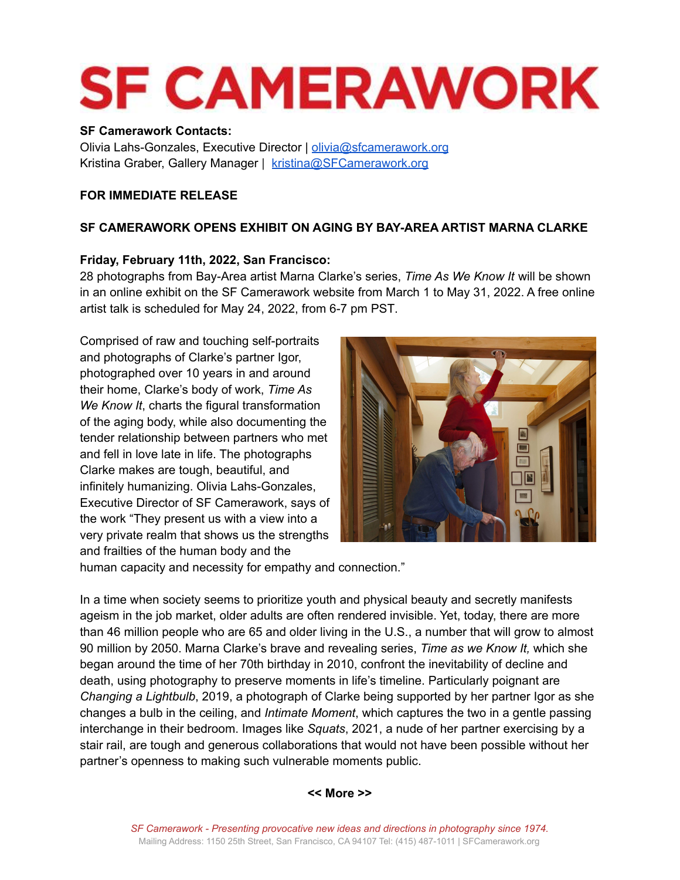# SF CAMERAWORK

**SF Camerawork Contacts:**
Olivia Lahs-Gonzales, Executive Director | olivia@sfcamerawork.org
Kristina Graber, Gallery Manager | kristina@SFCamerawork.org

**FOR IMMEDIATE RELEASE**

**SF CAMERAWORK OPENS EXHIBIT ON AGING BY BAY-AREA ARTIST MARNA CLARKE**

**Friday, February 11th, 2022, San Francisco:**
28 photographs from Bay-Area artist Marna Clarke's series, *Time As We Know It* will be shown in an online exhibit on the SF Camerawork website from March 1 to May 31, 2022. A free online artist talk is scheduled for May 24, 2022, from 6-7 pm PST.

Comprised of raw and touching self-portraits and photographs of Clarke's partner Igor, photographed over 10 years in and around their home, Clarke's body of work, *Time As We Know It*, charts the figural transformation of the aging body, while also documenting the tender relationship between partners who met and fell in love late in life. The photographs Clarke makes are tough, beautiful, and infinitely humanizing. Olivia Lahs-Gonzales, Executive Director of SF Camerawork, says of the work "They present us with a view into a very private realm that shows us the strengths and frailties of the human body and the human capacity and necessity for empathy and connection."

In a time when society seems to prioritize youth and physical beauty and secretly manifests ageism in the job market, older adults are often rendered invisible. Yet, today, there are more than 46 million people who are 65 and older living in the U.S., a number that will grow to almost 90 million by 2050. Marna Clarke's brave and revealing series, *Time as we Know It,* which she began around the time of her 70th birthday in 2010, confront the inevitability of decline and death, using photography to preserve moments in life's timeline. Particularly poignant are *Changing a Lightbulb*, 2019, a photograph of Clarke being supported by her partner Igor as she changes a bulb in the ceiling, and *Intimate Moment*, which captures the two in a gentle passing interchange in their bedroom. Images like *Squats*, 2021, a nude of her partner exercising by a stair rail, are tough and generous collaborations that would not have been possible without her partner's openness to making such vulnerable moments public.

**<< More >>**

*SF Camerawork - Presenting provocative new ideas and directions in photography since 1974.*
Mailing Address: 1150 25th Street, San Francisco, CA 94107 Tel: (415) 487-1011 | SFCamerawork.org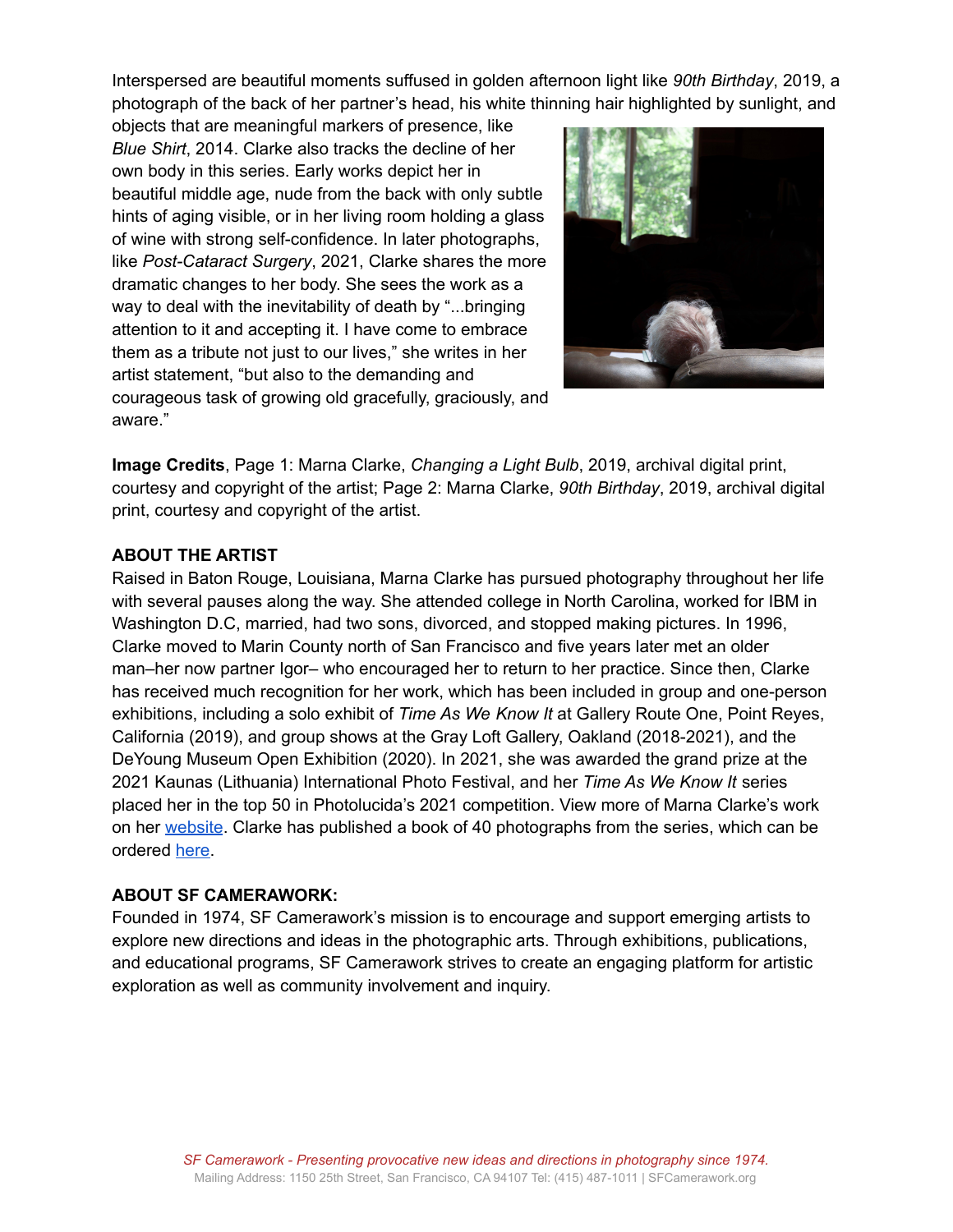Interspersed are beautiful moments suffused in golden afternoon light like *90th Birthday*, 2019, a photograph of the back of her partner's head, his white thinning hair highlighted by sunlight, and objects that are meaningful markers of presence, like *Blue Shirt*, 2014. Clarke also tracks the decline of her own body in this series. Early works depict her in beautiful middle age, nude from the back with only subtle hints of aging visible, or in her living room holding a glass of wine with strong self-confidence. In later photographs, like *Post-Cataract Surgery*, 2021, Clarke shares the more dramatic changes to her body. She sees the work as a way to deal with the inevitability of death by "...bringing attention to it and accepting it. I have come to embrace them as a tribute not just to our lives," she writes in her artist statement, "but also to the demanding and courageous task of growing old gracefully, graciously, and aware."

**Image Credits**, Page 1: Marna Clarke, *Changing a Light Bulb*, 2019, archival digital print, courtesy and copyright of the artist; Page 2: Marna Clarke, *90th Birthday*, 2019, archival digital print, courtesy and copyright of the artist.

**ABOUT THE ARTIST**

Raised in Baton Rouge, Louisiana, Marna Clarke has pursued photography throughout her life with several pauses along the way. She attended college in North Carolina, worked for IBM in Washington D.C, married, had two sons, divorced, and stopped making pictures. In 1996, Clarke moved to Marin County north of San Francisco and five years later met an older man–her now partner Igor– who encouraged her to return to her practice. Since then, Clarke has received much recognition for her work, which has been included in group and one-person exhibitions, including a solo exhibit of *Time As We Know It* at Gallery Route One, Point Reyes, California (2019), and group shows at the Gray Loft Gallery, Oakland (2018-2021), and the DeYoung Museum Open Exhibition (2020). In 2021, she was awarded the grand prize at the 2021 Kaunas (Lithuania) International Photo Festival, and her *Time As We Know It* series placed her in the top 50 in Photolucida's 2021 competition. View more of Marna Clarke's work on her website. Clarke has published a book of 40 photographs from the series, which can be ordered here.

**ABOUT SF CAMERAWORK:**

Founded in 1974, SF Camerawork's mission is to encourage and support emerging artists to explore new directions and ideas in the photographic arts. Through exhibitions, publications, and educational programs, SF Camerawork strives to create an engaging platform for artistic exploration as well as community involvement and inquiry.